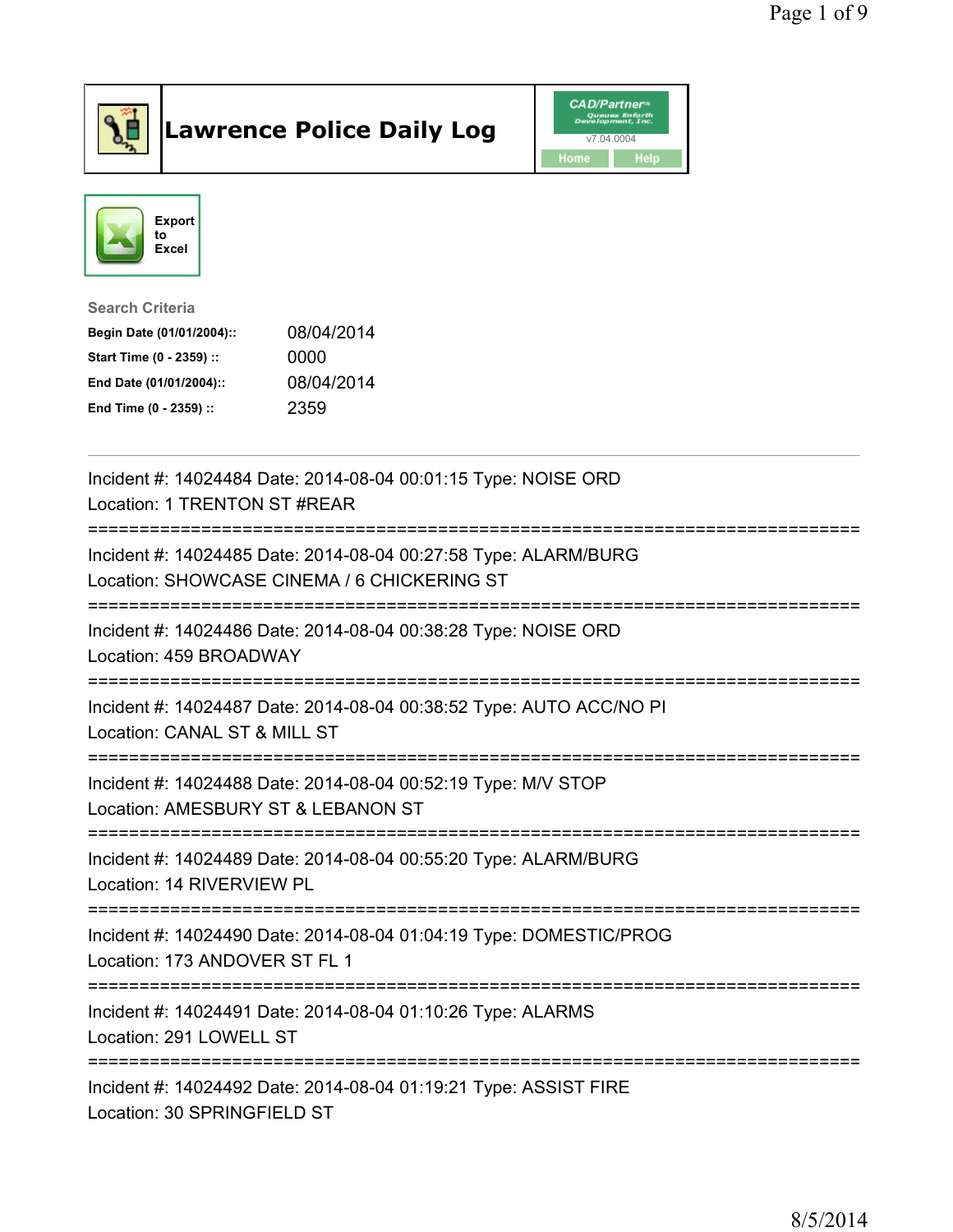# Lawrence Police Daily Log

CAD/Partner™ v7.04.0004

Home | Help

Export to Excel

**Search Criteria**

**Begin Date (01/01/2004)::** 08/04/2014
**Start Time (0 - 2359) ::** 0000
**End Date (01/01/2004)::** 08/04/2014
**End Time (0 - 2359) ::** 2359

---

Incident #: 14024484 Date: 2014-08-04 00:01:15 Type: NOISE ORD
Location: 1 TRENTON ST #REAR

===========================================================================

Incident #: 14024485 Date: 2014-08-04 00:27:58 Type: ALARM/BURG
Location: SHOWCASE CINEMA / 6 CHICKERING ST

===========================================================================

Incident #: 14024486 Date: 2014-08-04 00:38:28 Type: NOISE ORD
Location: 459 BROADWAY

===========================================================================

Incident #: 14024487 Date: 2014-08-04 00:38:52 Type: AUTO ACC/NO PI
Location: CANAL ST & MILL ST

===========================================================================

Incident #: 14024488 Date: 2014-08-04 00:52:19 Type: M/V STOP
Location: AMESBURY ST & LEBANON ST

===========================================================================

Incident #: 14024489 Date: 2014-08-04 00:55:20 Type: ALARM/BURG
Location: 14 RIVERVIEW PL

===========================================================================

Incident #: 14024490 Date: 2014-08-04 01:04:19 Type: DOMESTIC/PROG
Location: 173 ANDOVER ST FL 1

===========================================================================

Incident #: 14024491 Date: 2014-08-04 01:10:26 Type: ALARMS
Location: 291 LOWELL ST

===========================================================================

Incident #: 14024492 Date: 2014-08-04 01:19:21 Type: ASSIST FIRE
Location: 30 SPRINGFIELD ST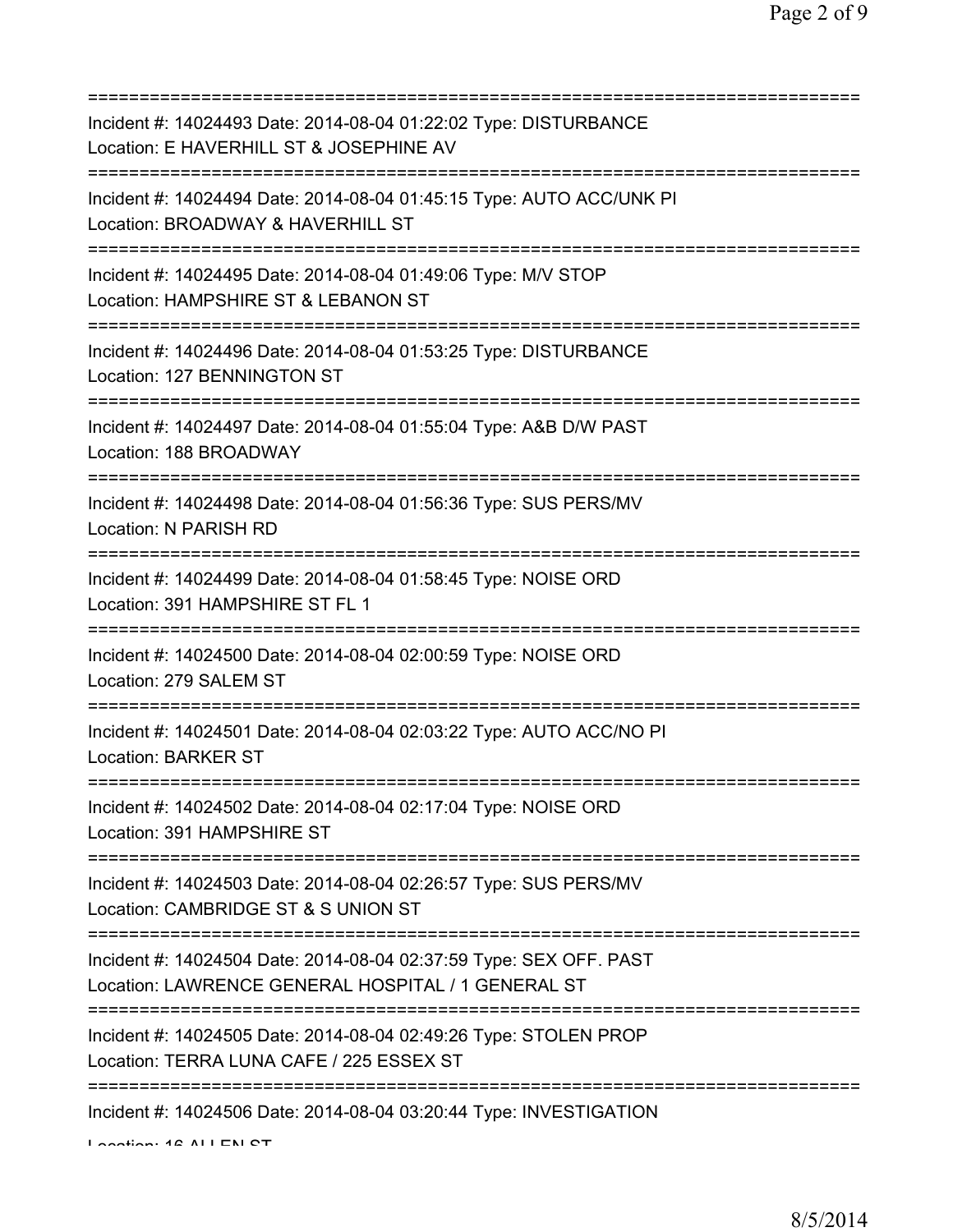===========================================================================

Incident #: 14024493 Date: 2014-08-04 01:22:02 Type: DISTURBANCE
Location: E HAVERHILL ST & JOSEPHINE AV

===========================================================================

Incident #: 14024494 Date: 2014-08-04 01:45:15 Type: AUTO ACC/UNK PI
Location: BROADWAY & HAVERHILL ST

===========================================================================

Incident #: 14024495 Date: 2014-08-04 01:49:06 Type: M/V STOP
Location: HAMPSHIRE ST & LEBANON ST

===========================================================================

Incident #: 14024496 Date: 2014-08-04 01:53:25 Type: DISTURBANCE
Location: 127 BENNINGTON ST

===========================================================================

Incident #: 14024497 Date: 2014-08-04 01:55:04 Type: A&B D/W PAST
Location: 188 BROADWAY

===========================================================================

Incident #: 14024498 Date: 2014-08-04 01:56:36 Type: SUS PERS/MV
Location: N PARISH RD

===========================================================================

Incident #: 14024499 Date: 2014-08-04 01:58:45 Type: NOISE ORD
Location: 391 HAMPSHIRE ST FL 1

===========================================================================

Incident #: 14024500 Date: 2014-08-04 02:00:59 Type: NOISE ORD
Location: 279 SALEM ST

===========================================================================

Incident #: 14024501 Date: 2014-08-04 02:03:22 Type: AUTO ACC/NO PI
Location: BARKER ST

===========================================================================

Incident #: 14024502 Date: 2014-08-04 02:17:04 Type: NOISE ORD
Location: 391 HAMPSHIRE ST

===========================================================================

Incident #: 14024503 Date: 2014-08-04 02:26:57 Type: SUS PERS/MV
Location: CAMBRIDGE ST & S UNION ST

===========================================================================

Incident #: 14024504 Date: 2014-08-04 02:37:59 Type: SEX OFF. PAST
Location: LAWRENCE GENERAL HOSPITAL / 1 GENERAL ST

===========================================================================

Incident #: 14024505 Date: 2014-08-04 02:49:26 Type: STOLEN PROP
Location: TERRA LUNA CAFE / 225 ESSEX ST

===========================================================================

Incident #: 14024506 Date: 2014-08-04 03:20:44 Type: INVESTIGATION
Location: 16 ALLEN ST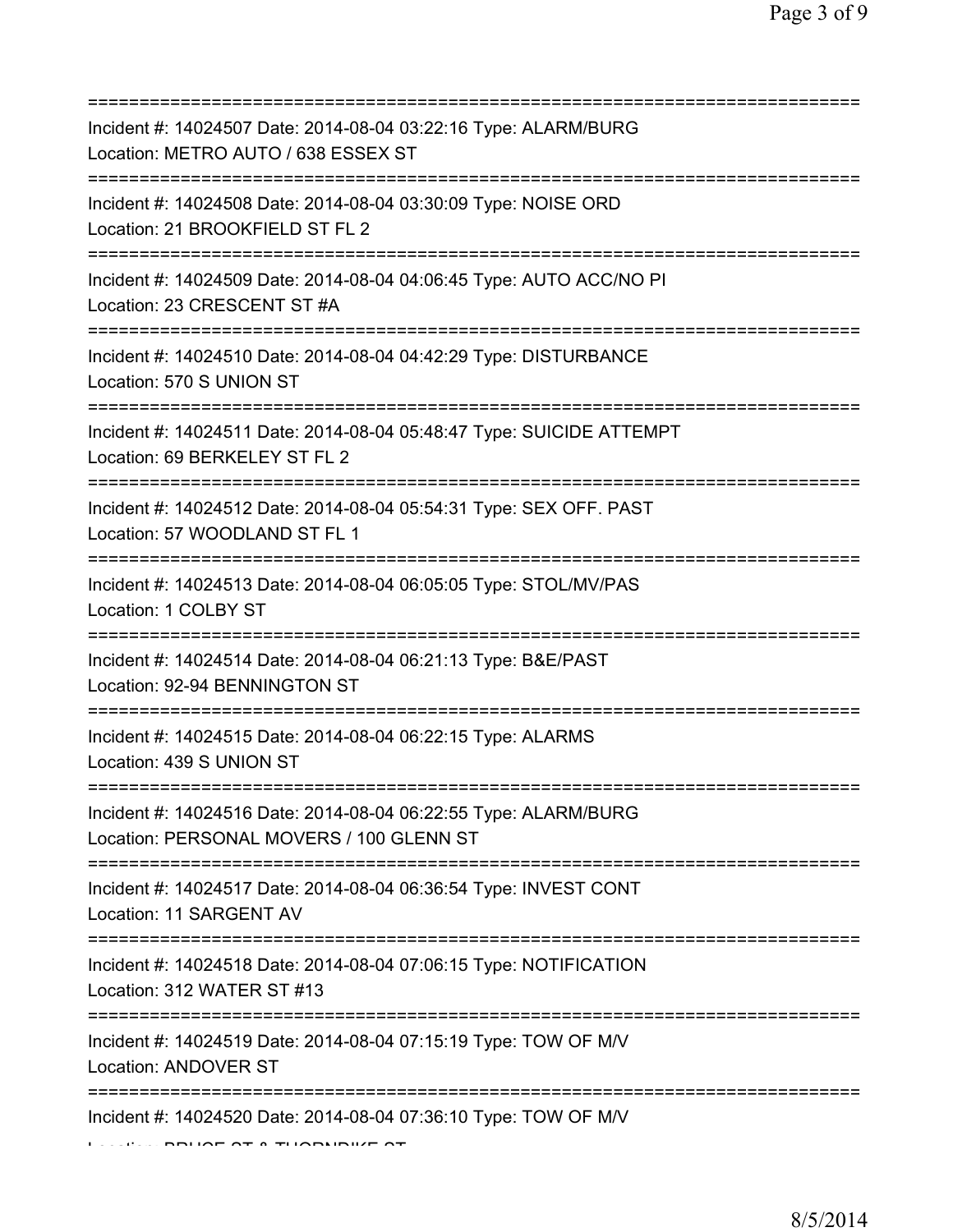===========================================================================
Incident #: 14024507 Date: 2014-08-04 03:22:16 Type: ALARM/BURG
Location: METRO AUTO / 638 ESSEX ST
===========================================================================
Incident #: 14024508 Date: 2014-08-04 03:30:09 Type: NOISE ORD
Location: 21 BROOKFIELD ST FL 2
===========================================================================
Incident #: 14024509 Date: 2014-08-04 04:06:45 Type: AUTO ACC/NO PI
Location: 23 CRESCENT ST #A
===========================================================================
Incident #: 14024510 Date: 2014-08-04 04:42:29 Type: DISTURBANCE
Location: 570 S UNION ST
===========================================================================
Incident #: 14024511 Date: 2014-08-04 05:48:47 Type: SUICIDE ATTEMPT
Location: 69 BERKELEY ST FL 2
===========================================================================
Incident #: 14024512 Date: 2014-08-04 05:54:31 Type: SEX OFF. PAST
Location: 57 WOODLAND ST FL 1
===========================================================================
Incident #: 14024513 Date: 2014-08-04 06:05:05 Type: STOL/MV/PAS
Location: 1 COLBY ST
===========================================================================
Incident #: 14024514 Date: 2014-08-04 06:21:13 Type: B&E/PAST
Location: 92-94 BENNINGTON ST
===========================================================================
Incident #: 14024515 Date: 2014-08-04 06:22:15 Type: ALARMS
Location: 439 S UNION ST
===========================================================================
Incident #: 14024516 Date: 2014-08-04 06:22:55 Type: ALARM/BURG
Location: PERSONAL MOVERS / 100 GLENN ST
===========================================================================
Incident #: 14024517 Date: 2014-08-04 06:36:54 Type: INVEST CONT
Location: 11 SARGENT AV
===========================================================================
Incident #: 14024518 Date: 2014-08-04 07:06:15 Type: NOTIFICATION
Location: 312 WATER ST #13
===========================================================================
Incident #: 14024519 Date: 2014-08-04 07:15:19 Type: TOW OF M/V
Location: ANDOVER ST
===========================================================================
Incident #: 14024520 Date: 2014-08-04 07:36:10 Type: TOW OF M/V
Location: BRUCE ST & THORNDIKE ST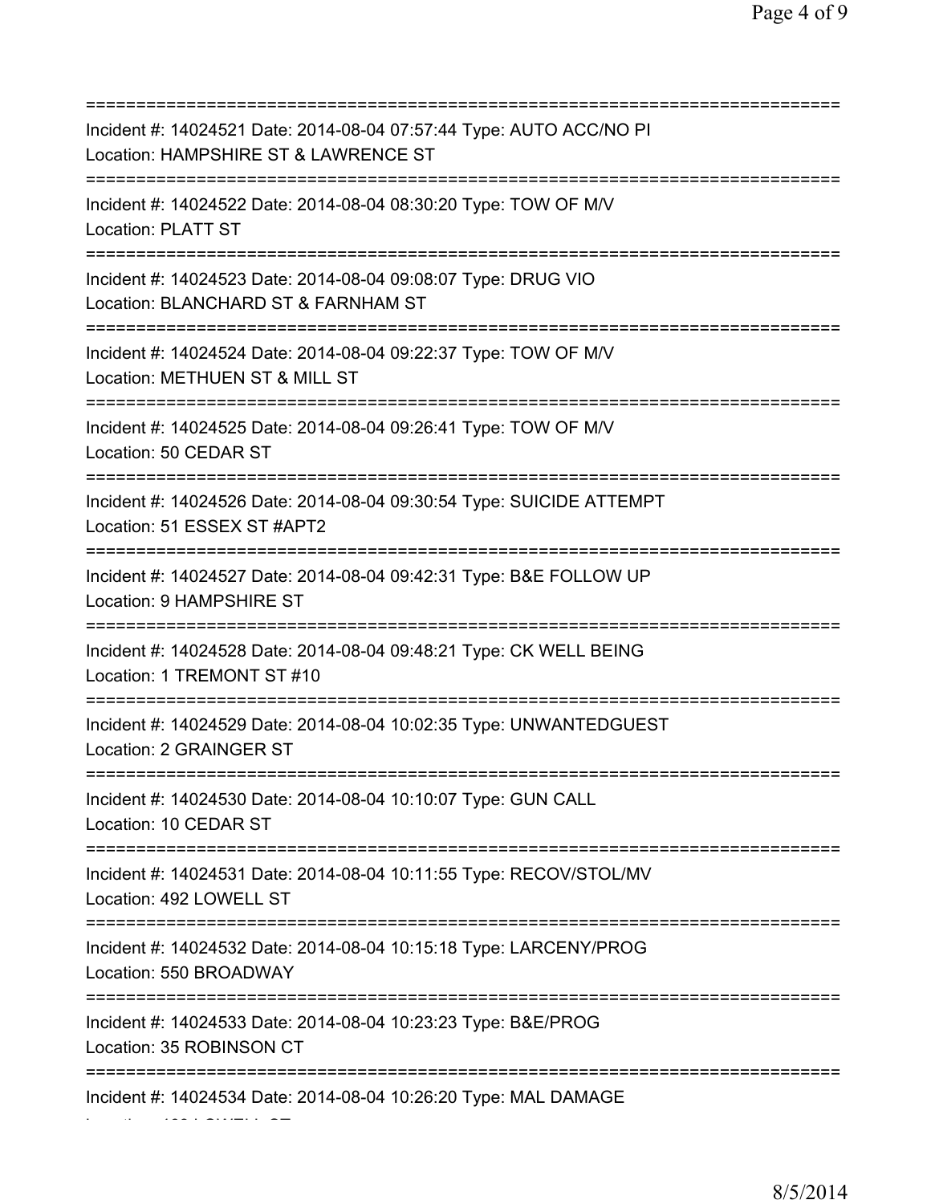===========================================================================
Incident #: 14024521 Date: 2014-08-04 07:57:44 Type: AUTO ACC/NO PI
Location: HAMPSHIRE ST & LAWRENCE ST
===========================================================================
Incident #: 14024522 Date: 2014-08-04 08:30:20 Type: TOW OF M/V
Location: PLATT ST
===========================================================================
Incident #: 14024523 Date: 2014-08-04 09:08:07 Type: DRUG VIO
Location: BLANCHARD ST & FARNHAM ST
===========================================================================
Incident #: 14024524 Date: 2014-08-04 09:22:37 Type: TOW OF M/V
Location: METHUEN ST & MILL ST
===========================================================================
Incident #: 14024525 Date: 2014-08-04 09:26:41 Type: TOW OF M/V
Location: 50 CEDAR ST
===========================================================================
Incident #: 14024526 Date: 2014-08-04 09:30:54 Type: SUICIDE ATTEMPT
Location: 51 ESSEX ST #APT2
===========================================================================
Incident #: 14024527 Date: 2014-08-04 09:42:31 Type: B&E FOLLOW UP
Location: 9 HAMPSHIRE ST
===========================================================================
Incident #: 14024528 Date: 2014-08-04 09:48:21 Type: CK WELL BEING
Location: 1 TREMONT ST #10
===========================================================================
Incident #: 14024529 Date: 2014-08-04 10:02:35 Type: UNWANTEDGUEST
Location: 2 GRAINGER ST
===========================================================================
Incident #: 14024530 Date: 2014-08-04 10:10:07 Type: GUN CALL
Location: 10 CEDAR ST
===========================================================================
Incident #: 14024531 Date: 2014-08-04 10:11:55 Type: RECOV/STOL/MV
Location: 492 LOWELL ST
===========================================================================
Incident #: 14024532 Date: 2014-08-04 10:15:18 Type: LARCENY/PROG
Location: 550 BROADWAY
===========================================================================
Incident #: 14024533 Date: 2014-08-04 10:23:23 Type: B&E/PROG
Location: 35 ROBINSON CT
===========================================================================
Incident #: 14024534 Date: 2014-08-04 10:26:20 Type: MAL DAMAGE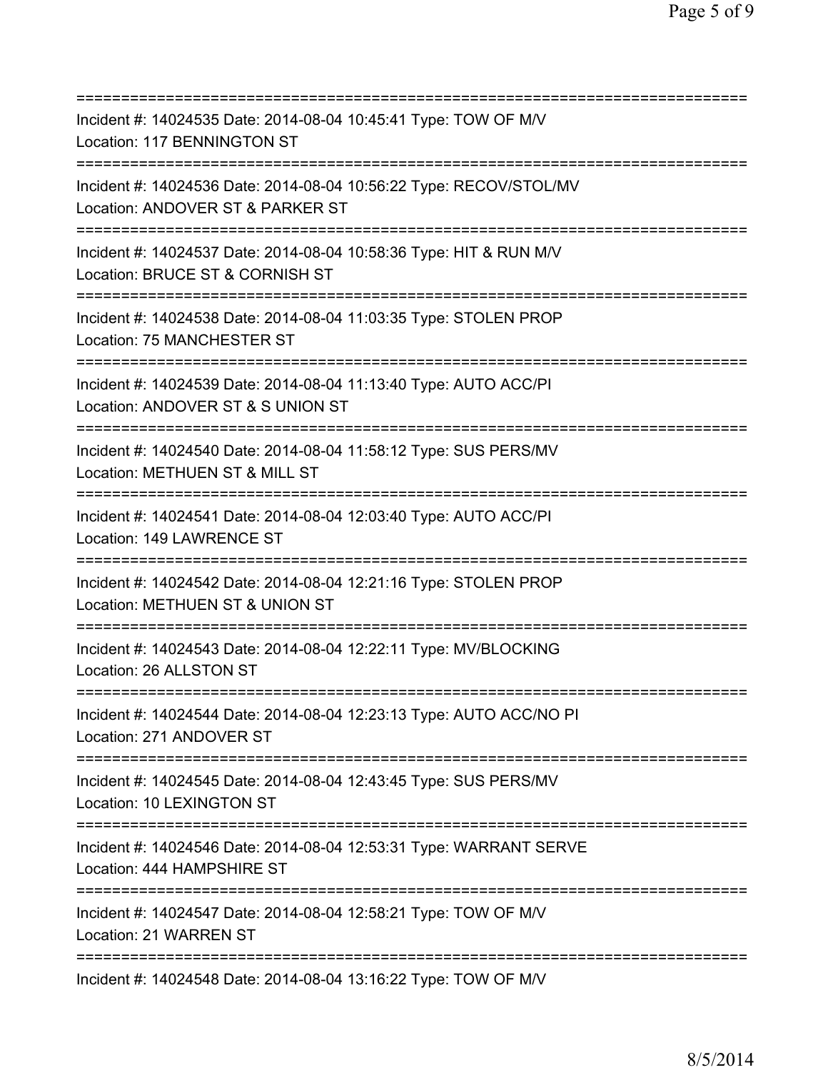===========================================================================
Incident #: 14024535 Date: 2014-08-04 10:45:41 Type: TOW OF M/V
Location: 117 BENNINGTON ST
===========================================================================
Incident #: 14024536 Date: 2014-08-04 10:56:22 Type: RECOV/STOL/MV
Location: ANDOVER ST & PARKER ST
===========================================================================
Incident #: 14024537 Date: 2014-08-04 10:58:36 Type: HIT & RUN M/V
Location: BRUCE ST & CORNISH ST
===========================================================================
Incident #: 14024538 Date: 2014-08-04 11:03:35 Type: STOLEN PROP
Location: 75 MANCHESTER ST
===========================================================================
Incident #: 14024539 Date: 2014-08-04 11:13:40 Type: AUTO ACC/PI
Location: ANDOVER ST & S UNION ST
===========================================================================
Incident #: 14024540 Date: 2014-08-04 11:58:12 Type: SUS PERS/MV
Location: METHUEN ST & MILL ST
===========================================================================
Incident #: 14024541 Date: 2014-08-04 12:03:40 Type: AUTO ACC/PI
Location: 149 LAWRENCE ST
===========================================================================
Incident #: 14024542 Date: 2014-08-04 12:21:16 Type: STOLEN PROP
Location: METHUEN ST & UNION ST
===========================================================================
Incident #: 14024543 Date: 2014-08-04 12:22:11 Type: MV/BLOCKING
Location: 26 ALLSTON ST
===========================================================================
Incident #: 14024544 Date: 2014-08-04 12:23:13 Type: AUTO ACC/NO PI
Location: 271 ANDOVER ST
===========================================================================
Incident #: 14024545 Date: 2014-08-04 12:43:45 Type: SUS PERS/MV
Location: 10 LEXINGTON ST
===========================================================================
Incident #: 14024546 Date: 2014-08-04 12:53:31 Type: WARRANT SERVE
Location: 444 HAMPSHIRE ST
===========================================================================
Incident #: 14024547 Date: 2014-08-04 12:58:21 Type: TOW OF M/V
Location: 21 WARREN ST
===========================================================================
Incident #: 14024548 Date: 2014-08-04 13:16:22 Type: TOW OF M/V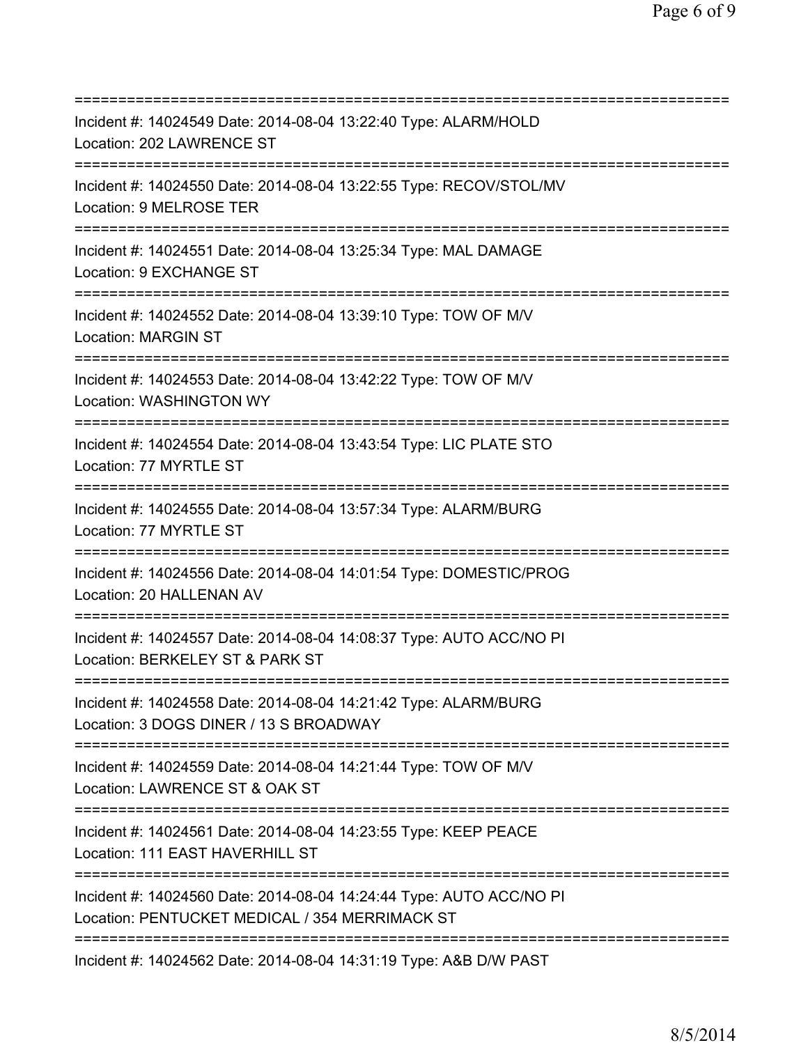===========================================================================
Incident #: 14024549 Date: 2014-08-04 13:22:40 Type: ALARM/HOLD
Location: 202 LAWRENCE ST
===========================================================================
Incident #: 14024550 Date: 2014-08-04 13:22:55 Type: RECOV/STOL/MV
Location: 9 MELROSE TER
===========================================================================
Incident #: 14024551 Date: 2014-08-04 13:25:34 Type: MAL DAMAGE
Location: 9 EXCHANGE ST
===========================================================================
Incident #: 14024552 Date: 2014-08-04 13:39:10 Type: TOW OF M/V
Location: MARGIN ST
===========================================================================
Incident #: 14024553 Date: 2014-08-04 13:42:22 Type: TOW OF M/V
Location: WASHINGTON WY
===========================================================================
Incident #: 14024554 Date: 2014-08-04 13:43:54 Type: LIC PLATE STO
Location: 77 MYRTLE ST
===========================================================================
Incident #: 14024555 Date: 2014-08-04 13:57:34 Type: ALARM/BURG
Location: 77 MYRTLE ST
===========================================================================
Incident #: 14024556 Date: 2014-08-04 14:01:54 Type: DOMESTIC/PROG
Location: 20 HALLENAN AV
===========================================================================
Incident #: 14024557 Date: 2014-08-04 14:08:37 Type: AUTO ACC/NO PI
Location: BERKELEY ST & PARK ST
===========================================================================
Incident #: 14024558 Date: 2014-08-04 14:21:42 Type: ALARM/BURG
Location: 3 DOGS DINER / 13 S BROADWAY
===========================================================================
Incident #: 14024559 Date: 2014-08-04 14:21:44 Type: TOW OF M/V
Location: LAWRENCE ST & OAK ST
===========================================================================
Incident #: 14024561 Date: 2014-08-04 14:23:55 Type: KEEP PEACE
Location: 111 EAST HAVERHILL ST
===========================================================================
Incident #: 14024560 Date: 2014-08-04 14:24:44 Type: AUTO ACC/NO PI
Location: PENTUCKET MEDICAL / 354 MERRIMACK ST
===========================================================================
Incident #: 14024562 Date: 2014-08-04 14:31:19 Type: A&B D/W PAST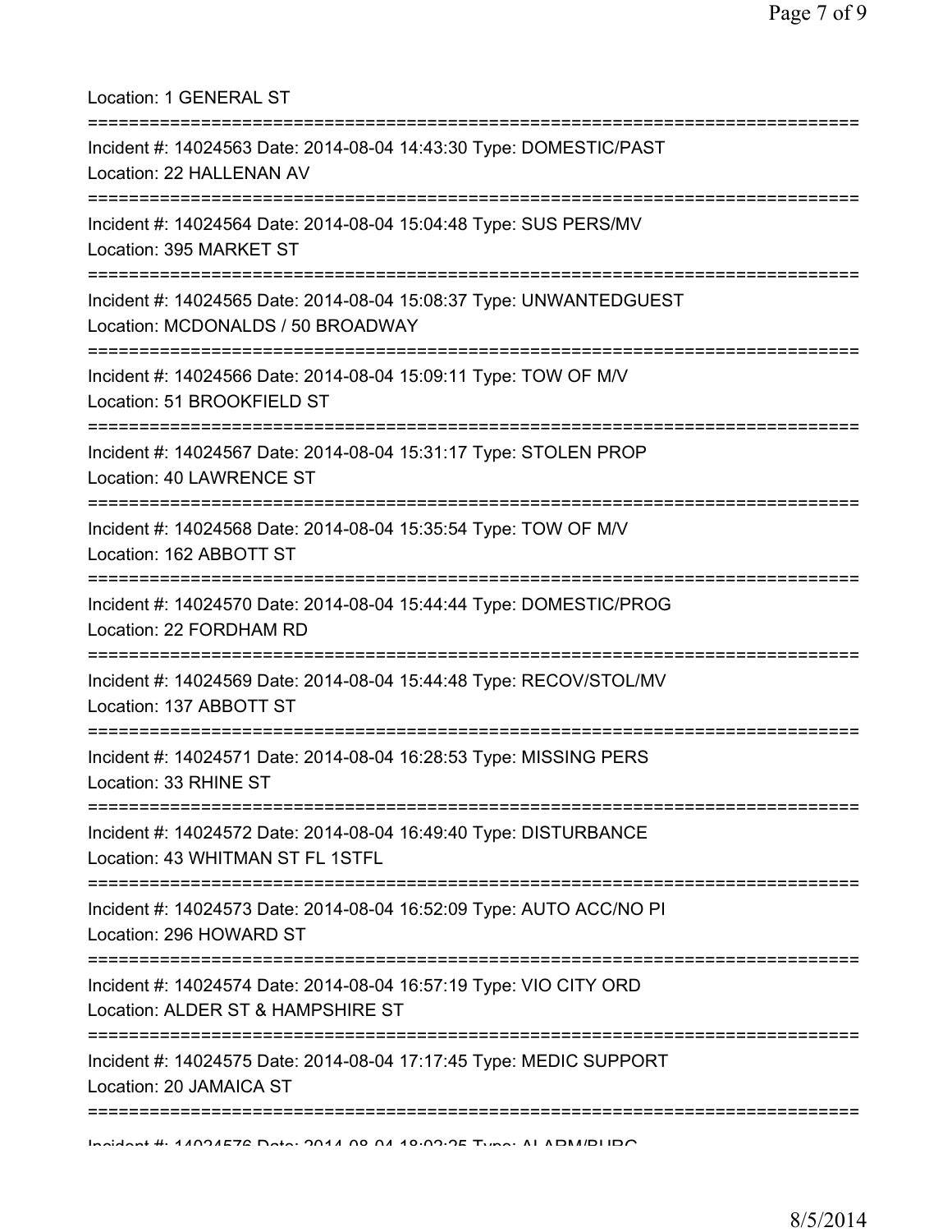Location: 1 GENERAL ST

===========================================================================

Incident #: 14024563 Date: 2014-08-04 14:43:30 Type: DOMESTIC/PAST

Location: 22 HALLENAN AV

===========================================================================

Incident #: 14024564 Date: 2014-08-04 15:04:48 Type: SUS PERS/MV

Location: 395 MARKET ST

===========================================================================

Incident #: 14024565 Date: 2014-08-04 15:08:37 Type: UNWANTEDGUEST

Location: MCDONALDS / 50 BROADWAY

===========================================================================

Incident #: 14024566 Date: 2014-08-04 15:09:11 Type: TOW OF M/V

Location: 51 BROOKFIELD ST

===========================================================================

Incident #: 14024567 Date: 2014-08-04 15:31:17 Type: STOLEN PROP

Location: 40 LAWRENCE ST

===========================================================================

Incident #: 14024568 Date: 2014-08-04 15:35:54 Type: TOW OF M/V

Location: 162 ABBOTT ST

===========================================================================

Incident #: 14024570 Date: 2014-08-04 15:44:44 Type: DOMESTIC/PROG

Location: 22 FORDHAM RD

===========================================================================

Incident #: 14024569 Date: 2014-08-04 15:44:48 Type: RECOV/STOL/MV

Location: 137 ABBOTT ST

===========================================================================

Incident #: 14024571 Date: 2014-08-04 16:28:53 Type: MISSING PERS

Location: 33 RHINE ST

===========================================================================

Incident #: 14024572 Date: 2014-08-04 16:49:40 Type: DISTURBANCE

Location: 43 WHITMAN ST FL 1STFL

===========================================================================

Incident #: 14024573 Date: 2014-08-04 16:52:09 Type: AUTO ACC/NO PI

Location: 296 HOWARD ST

===========================================================================

Incident #: 14024574 Date: 2014-08-04 16:57:19 Type: VIO CITY ORD

Location: ALDER ST & HAMPSHIRE ST

===========================================================================

Incident #: 14024575 Date: 2014-08-04 17:17:45 Type: MEDIC SUPPORT

Location: 20 JAMAICA ST

===========================================================================

Incident #: 14024576 Date: 2014-08-04 18:02:25 Type: ALARM/BURG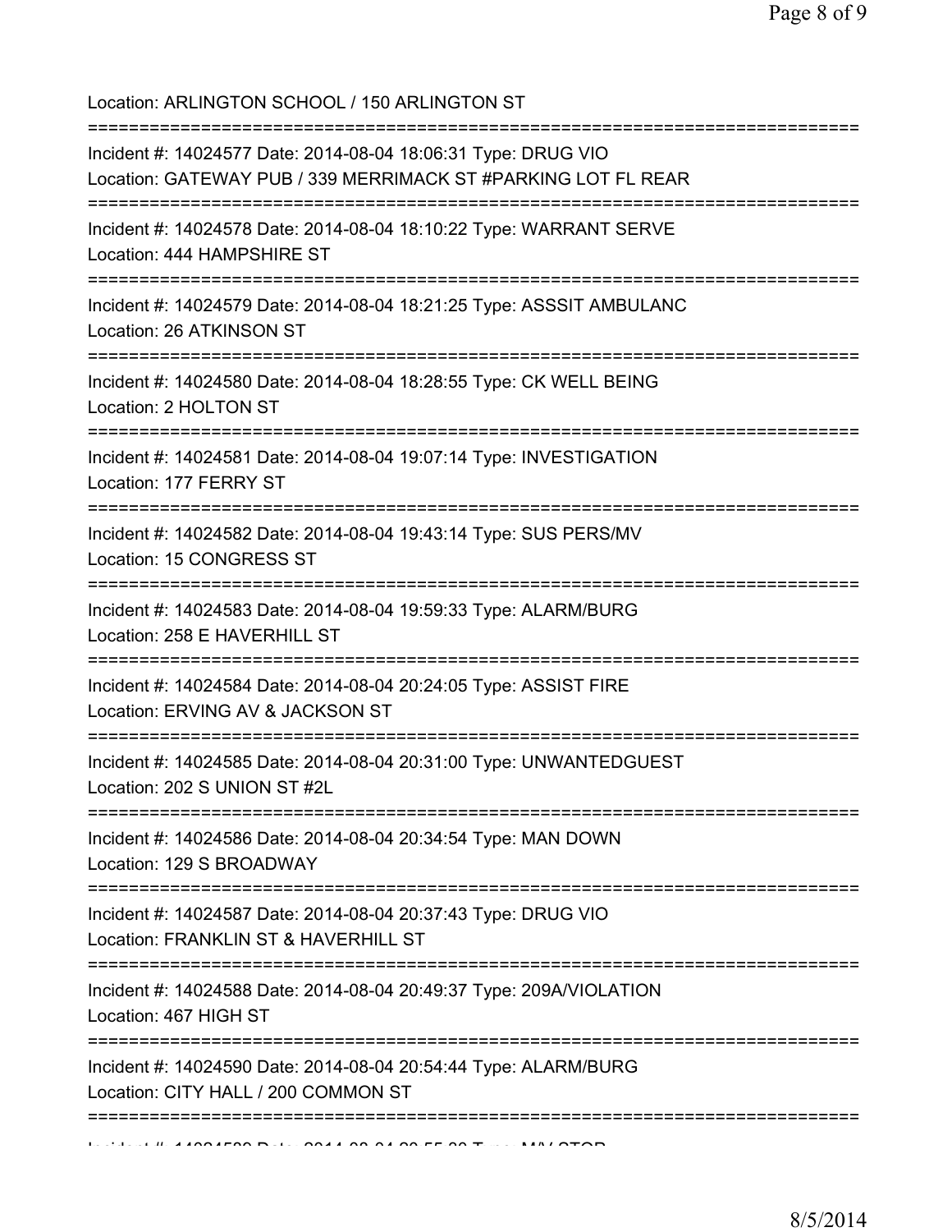Location: ARLINGTON SCHOOL / 150 ARLINGTON ST

===========================================================================

Incident #: 14024577 Date: 2014-08-04 18:06:31 Type: DRUG VIO
Location: GATEWAY PUB / 339 MERRIMACK ST #PARKING LOT FL REAR

===========================================================================

Incident #: 14024578 Date: 2014-08-04 18:10:22 Type: WARRANT SERVE
Location: 444 HAMPSHIRE ST

===========================================================================

Incident #: 14024579 Date: 2014-08-04 18:21:25 Type: ASSSIT AMBULANC
Location: 26 ATKINSON ST

===========================================================================

Incident #: 14024580 Date: 2014-08-04 18:28:55 Type: CK WELL BEING
Location: 2 HOLTON ST

===========================================================================

Incident #: 14024581 Date: 2014-08-04 19:07:14 Type: INVESTIGATION
Location: 177 FERRY ST

===========================================================================

Incident #: 14024582 Date: 2014-08-04 19:43:14 Type: SUS PERS/MV
Location: 15 CONGRESS ST

===========================================================================

Incident #: 14024583 Date: 2014-08-04 19:59:33 Type: ALARM/BURG
Location: 258 E HAVERHILL ST

===========================================================================

Incident #: 14024584 Date: 2014-08-04 20:24:05 Type: ASSIST FIRE
Location: ERVING AV & JACKSON ST

===========================================================================

Incident #: 14024585 Date: 2014-08-04 20:31:00 Type: UNWANTEDGUEST
Location: 202 S UNION ST #2L

===========================================================================

Incident #: 14024586 Date: 2014-08-04 20:34:54 Type: MAN DOWN
Location: 129 S BROADWAY

===========================================================================

Incident #: 14024587 Date: 2014-08-04 20:37:43 Type: DRUG VIO
Location: FRANKLIN ST & HAVERHILL ST

===========================================================================

Incident #: 14024588 Date: 2014-08-04 20:49:37 Type: 209A/VIOLATION
Location: 467 HIGH ST

===========================================================================

Incident #: 14024590 Date: 2014-08-04 20:54:44 Type: ALARM/BURG
Location: CITY HALL / 200 COMMON ST

===========================================================================

Incident #: 14024589 Date: 2014-08-04 20:55:30 Type: M/V STOP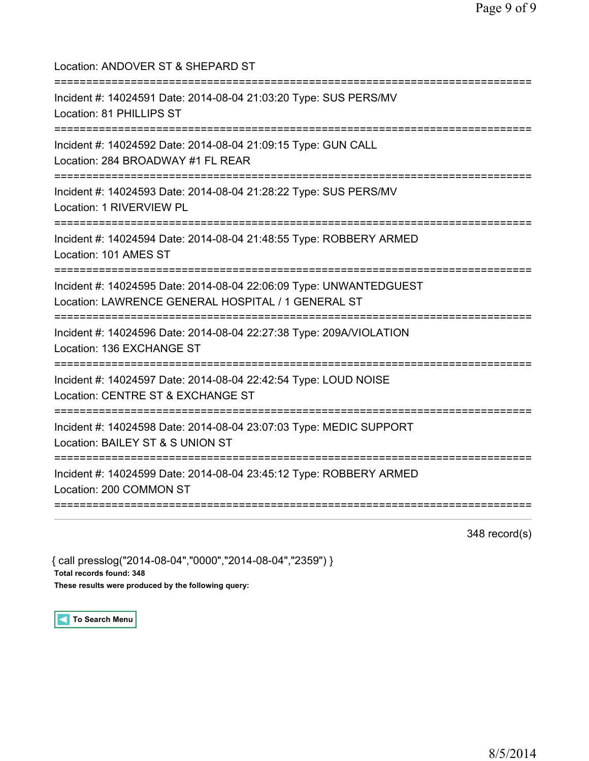Location: ANDOVER ST & SHEPARD ST

===========================================================================

Incident #: 14024591 Date: 2014-08-04 21:03:20 Type: SUS PERS/MV

Location: 81 PHILLIPS ST

===========================================================================

Incident #: 14024592 Date: 2014-08-04 21:09:15 Type: GUN CALL

Location: 284 BROADWAY #1 FL REAR

===========================================================================

Incident #: 14024593 Date: 2014-08-04 21:28:22 Type: SUS PERS/MV

Location: 1 RIVERVIEW PL

===========================================================================

Incident #: 14024594 Date: 2014-08-04 21:48:55 Type: ROBBERY ARMED

Location: 101 AMES ST

===========================================================================

Incident #: 14024595 Date: 2014-08-04 22:06:09 Type: UNWANTEDGUEST

Location: LAWRENCE GENERAL HOSPITAL / 1 GENERAL ST

===========================================================================

Incident #: 14024596 Date: 2014-08-04 22:27:38 Type: 209A/VIOLATION

Location: 136 EXCHANGE ST

===========================================================================

Incident #: 14024597 Date: 2014-08-04 22:42:54 Type: LOUD NOISE

Location: CENTRE ST & EXCHANGE ST

===========================================================================

Incident #: 14024598 Date: 2014-08-04 23:07:03 Type: MEDIC SUPPORT

Location: BAILEY ST & S UNION ST

===========================================================================

Incident #: 14024599 Date: 2014-08-04 23:45:12 Type: ROBBERY ARMED

Location: 200 COMMON ST

===========================================================================

348 record(s)

{ call presslog("2014-08-04","0000","2014-08-04","2359") }

**Total records found: 348**

**These results were produced by the following query:**

To Search Menu

8/5/2014